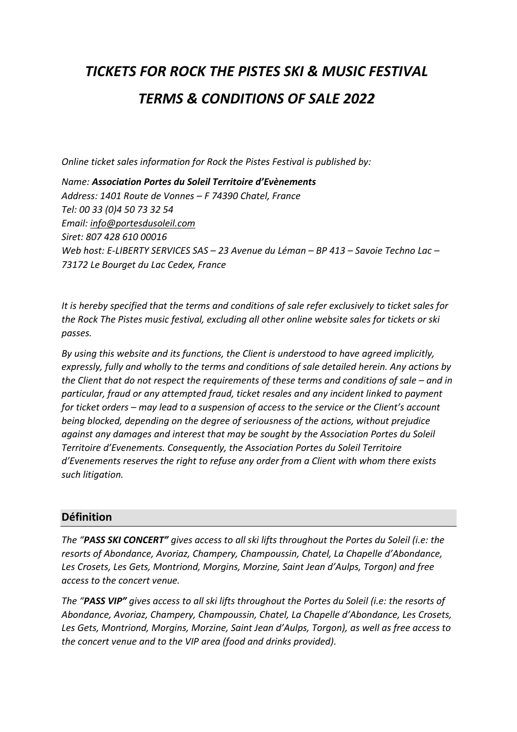# *TICKETS FOR ROCK THE PISTES SKI & MUSIC FESTIVAL*

# *TERMS & CONDITIONS OF SALE 2022*

*Online ticket sales information for Rock the Pistes Festival is published by:*

*Name: **Association Portes du Soleil Territoire d'Evènements***
*Address: 1401 Route de Vonnes – F 74390 Chatel, France*
*Tel: 00 33 (0)4 50 73 32 54*
*Email: info@portesdusoleil.com*
*Siret: 807 428 610 00016*
*Web host: E-LIBERTY SERVICES SAS – 23 Avenue du Léman – BP 413 – Savoie Techno Lac – 73172 Le Bourget du Lac Cedex, France*

*It is hereby specified that the terms and conditions of sale refer exclusively to ticket sales for the Rock The Pistes music festival, excluding all other online website sales for tickets or ski passes.*

*By using this website and its functions, the Client is understood to have agreed implicitly, expressly, fully and wholly to the terms and conditions of sale detailed herein. Any actions by the Client that do not respect the requirements of these terms and conditions of sale – and in particular, fraud or any attempted fraud, ticket resales and any incident linked to payment for ticket orders – may lead to a suspension of access to the service or the Client's account being blocked, depending on the degree of seriousness of the actions, without prejudice against any damages and interest that may be sought by the Association Portes du Soleil Territoire d'Evenements. Consequently, the Association Portes du Soleil Territoire d'Evenements reserves the right to refuse any order from a Client with whom there exists such litigation.*

## Définition

*The "**PASS SKI CONCERT**" gives access to all ski lifts throughout the Portes du Soleil (i.e: the resorts of Abondance, Avoriaz, Champery, Champoussin, Chatel, La Chapelle d'Abondance, Les Crosets, Les Gets, Montriond, Morgins, Morzine, Saint Jean d'Aulps, Torgon) and free access to the concert venue.*

*The "**PASS VIP**" gives access to all ski lifts throughout the Portes du Soleil (i.e: the resorts of Abondance, Avoriaz, Champery, Champoussin, Chatel, La Chapelle d'Abondance, Les Crosets, Les Gets, Montriond, Morgins, Morzine, Saint Jean d'Aulps, Torgon), as well as free access to the concert venue and to the VIP area (food and drinks provided).*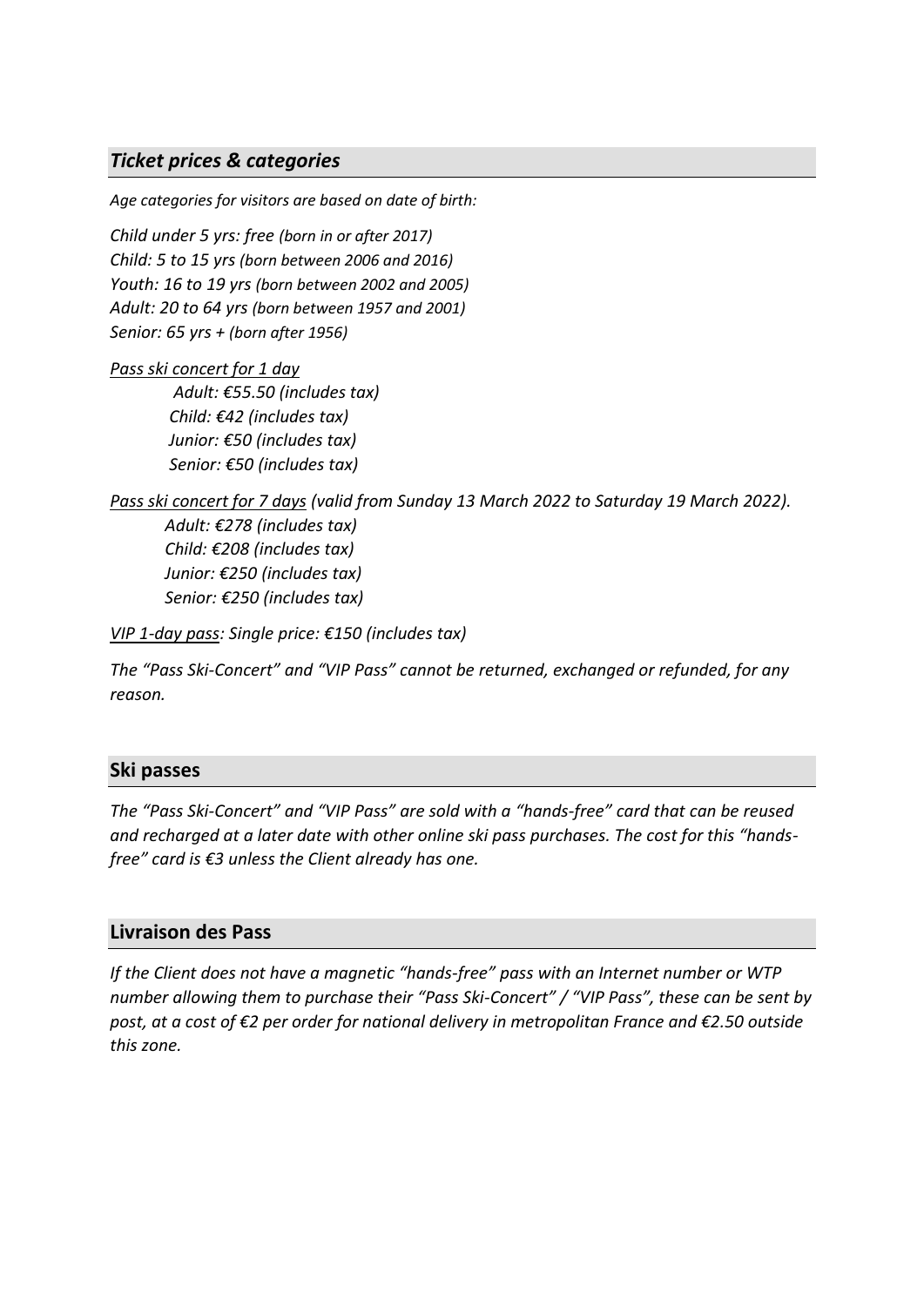## *Ticket prices & categories*

*Age categories for visitors are based on date of birth:*

*Child under 5 yrs: free (born in or after 2017)*
*Child: 5 to 15 yrs (born between 2006 and 2016)*
*Youth: 16 to 19 yrs (born between 2002 and 2005)*
*Adult: 20 to 64 yrs (born between 1957 and 2001)*
*Senior: 65 yrs + (born after 1956)*

*Pass ski concert for 1 day*

- *Adult: €55.50 (includes tax)*
- *Child: €42 (includes tax)*
- *Junior: €50 (includes tax)*
- *Senior: €50 (includes tax)*

*Pass ski concert for 7 days (valid from Sunday 13 March 2022 to Saturday 19 March 2022).*

- *Adult: €278 (includes tax)*
- *Child: €208 (includes tax)*
- *Junior: €250 (includes tax)*
- *Senior: €250 (includes tax)*

*VIP 1-day pass: Single price: €150 (includes tax)*

*The "Pass Ski-Concert" and "VIP Pass" cannot be returned, exchanged or refunded, for any reason.*

## Ski passes

*The "Pass Ski-Concert" and "VIP Pass" are sold with a "hands-free" card that can be reused and recharged at a later date with other online ski pass purchases. The cost for this "hands-free" card is €3 unless the Client already has one.*

## Livraison des Pass

*If the Client does not have a magnetic "hands-free" pass with an Internet number or WTP number allowing them to purchase their "Pass Ski-Concert" / "VIP Pass", these can be sent by post, at a cost of €2 per order for national delivery in metropolitan France and €2.50 outside this zone.*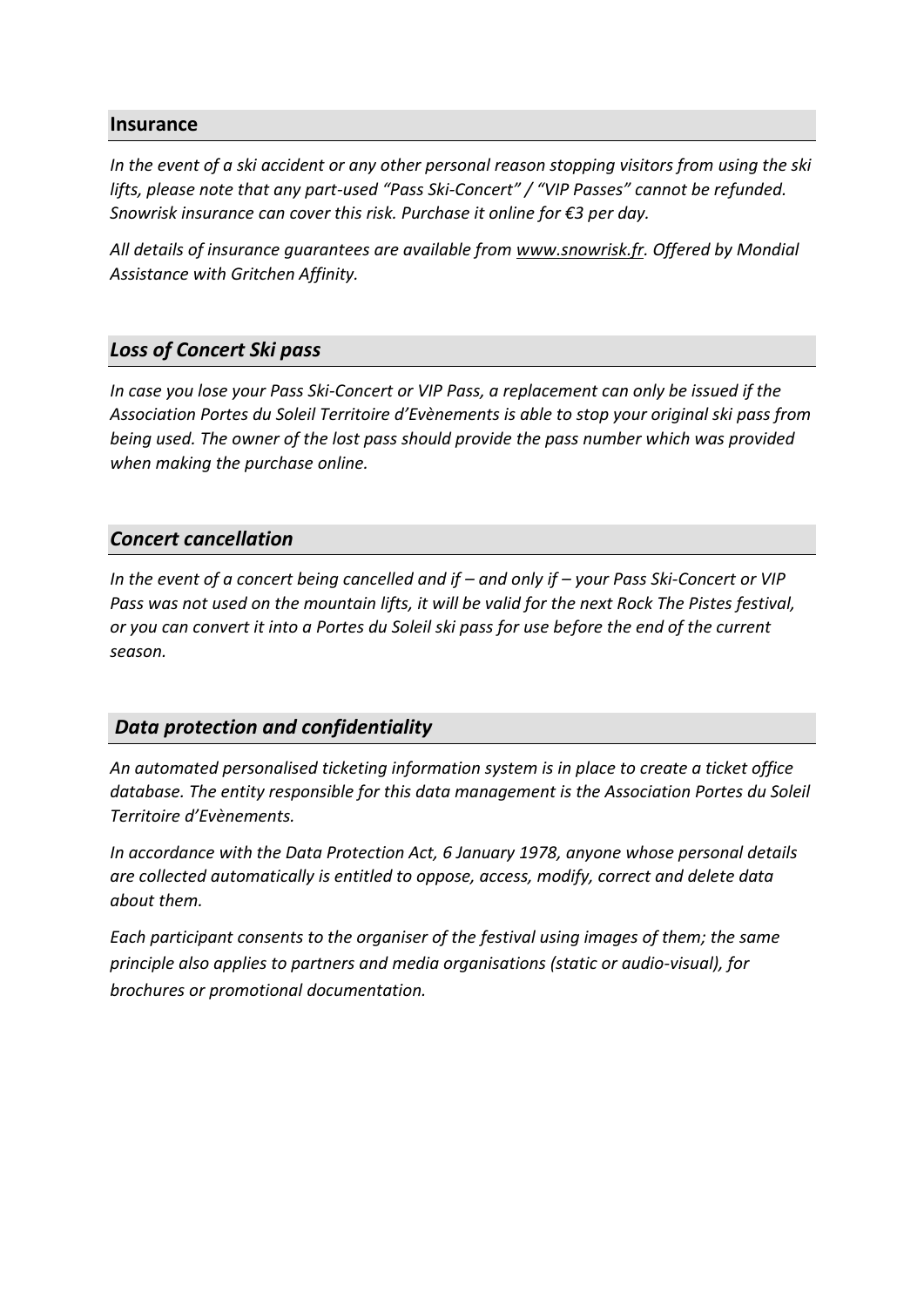## Insurance

*In the event of a ski accident or any other personal reason stopping visitors from using the ski lifts, please note that any part-used "Pass Ski-Concert" / "VIP Passes" cannot be refunded. Snowrisk insurance can cover this risk. Purchase it online for €3 per day.*

*All details of insurance guarantees are available from www.snowrisk.fr. Offered by Mondial Assistance with Gritchen Affinity.*

## *Loss of Concert Ski pass*

*In case you lose your Pass Ski-Concert or VIP Pass, a replacement can only be issued if the Association Portes du Soleil Territoire d'Evènements is able to stop your original ski pass from being used. The owner of the lost pass should provide the pass number which was provided when making the purchase online.*

## *Concert cancellation*

*In the event of a concert being cancelled and if – and only if – your Pass Ski-Concert or VIP Pass was not used on the mountain lifts, it will be valid for the next Rock The Pistes festival, or you can convert it into a Portes du Soleil ski pass for use before the end of the current season.*

## *Data protection and confidentiality*

*An automated personalised ticketing information system is in place to create a ticket office database. The entity responsible for this data management is the Association Portes du Soleil Territoire d'Evènements.*

*In accordance with the Data Protection Act, 6 January 1978, anyone whose personal details are collected automatically is entitled to oppose, access, modify, correct and delete data about them.*

*Each participant consents to the organiser of the festival using images of them; the same principle also applies to partners and media organisations (static or audio-visual), for brochures or promotional documentation.*